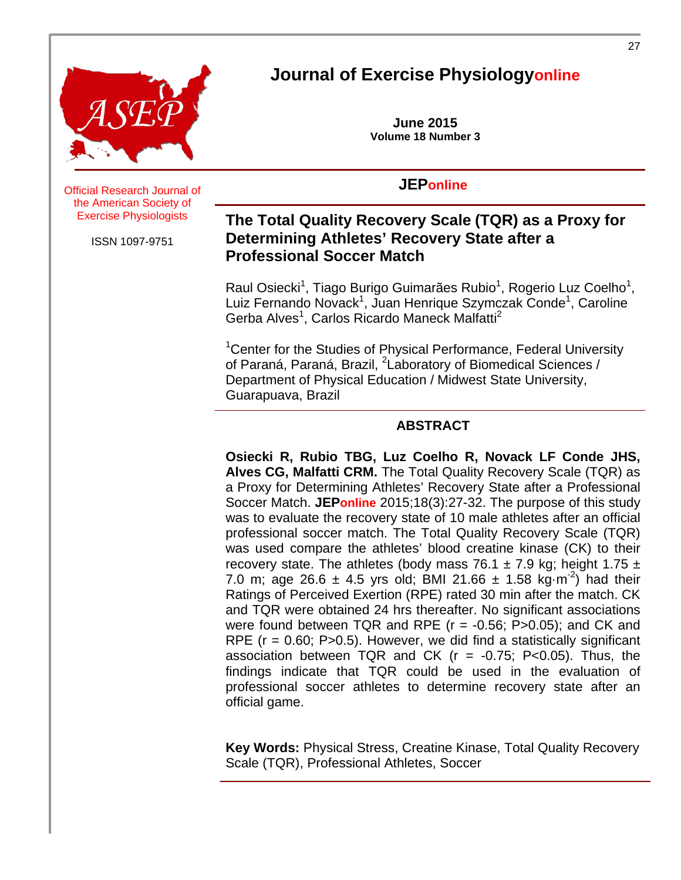# Journal of Exercise Physiologyonline

**June 2015**
**Volume 18 Number 3**

Official Research Journal of the American Society of Exercise Physiologists

ISSN 1097-9751

**JEPonline**

## The Total Quality Recovery Scale (TQR) as a Proxy for Determining Athletes' Recovery State after a Professional Soccer Match

Raul Osiecki[1], Tiago Burigo Guimarães Rubio[1], Rogerio Luz Coelho[1], Luiz Fernando Novack[1], Juan Henrique Szymczak Conde[1], Caroline Gerba Alves[1], Carlos Ricardo Maneck Malfatti[2]

[1]Center for the Studies of Physical Performance, Federal University of Paraná, Paraná, Brazil, [2]Laboratory of Biomedical Sciences / Department of Physical Education / Midwest State University, Guarapuava, Brazil

### ABSTRACT

**Osiecki R, Rubio TBG, Luz Coelho R, Novack LF Conde JHS, Alves CG, Malfatti CRM.** The Total Quality Recovery Scale (TQR) as a Proxy for Determining Athletes' Recovery State after a Professional Soccer Match. **JEPonline** 2015;18(3):27-32. The purpose of this study was to evaluate the recovery state of 10 male athletes after an official professional soccer match. The Total Quality Recovery Scale (TQR) was used compare the athletes' blood creatine kinase (CK) to their recovery state. The athletes (body mass 76.1 ± 7.9 kg; height 1.75 ± 7.0 m; age 26.6 ± 4.5 yrs old; BMI 21.66 ± 1.58 $kg \cdot m^{-2}$) had their Ratings of Perceived Exertion (RPE) rated 30 min after the match. CK and TQR were obtained 24 hrs thereafter. No significant associations were found between TQR and RPE ($r = -0.56$; $P > 0.05$); and CK and RPE ($r = 0.60$; $P > 0.5$). However, we did find a statistically significant association between TQR and CK ($r = -0.75$; $P < 0.05$). Thus, the findings indicate that TQR could be used in the evaluation of professional soccer athletes to determine recovery state after an official game.

**Key Words:** Physical Stress, Creatine Kinase, Total Quality Recovery Scale (TQR), Professional Athletes, Soccer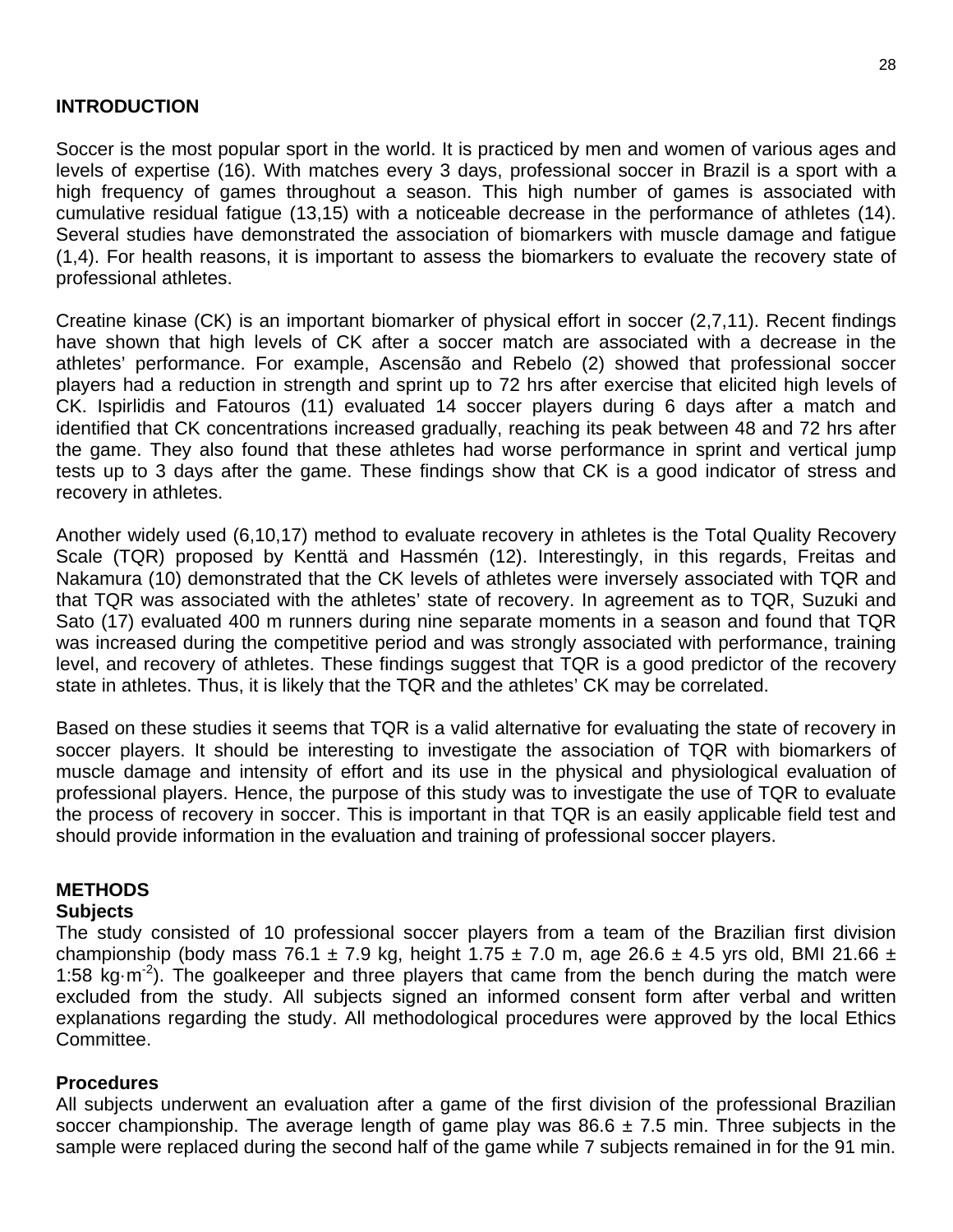## INTRODUCTION

Soccer is the most popular sport in the world. It is practiced by men and women of various ages and levels of expertise (16). With matches every 3 days, professional soccer in Brazil is a sport with a high frequency of games throughout a season. This high number of games is associated with cumulative residual fatigue (13,15) with a noticeable decrease in the performance of athletes (14). Several studies have demonstrated the association of biomarkers with muscle damage and fatigue (1,4). For health reasons, it is important to assess the biomarkers to evaluate the recovery state of professional athletes.

Creatine kinase (CK) is an important biomarker of physical effort in soccer (2,7,11). Recent findings have shown that high levels of CK after a soccer match are associated with a decrease in the athletes' performance. For example, Ascensão and Rebelo (2) showed that professional soccer players had a reduction in strength and sprint up to 72 hrs after exercise that elicited high levels of CK. Ispirlidis and Fatouros (11) evaluated 14 soccer players during 6 days after a match and identified that CK concentrations increased gradually, reaching its peak between 48 and 72 hrs after the game. They also found that these athletes had worse performance in sprint and vertical jump tests up to 3 days after the game. These findings show that CK is a good indicator of stress and recovery in athletes.

Another widely used (6,10,17) method to evaluate recovery in athletes is the Total Quality Recovery Scale (TQR) proposed by Kenttä and Hassmén (12). Interestingly, in this regards, Freitas and Nakamura (10) demonstrated that the CK levels of athletes were inversely associated with TQR and that TQR was associated with the athletes' state of recovery. In agreement as to TQR, Suzuki and Sato (17) evaluated 400 m runners during nine separate moments in a season and found that TQR was increased during the competitive period and was strongly associated with performance, training level, and recovery of athletes. These findings suggest that TQR is a good predictor of the recovery state in athletes. Thus, it is likely that the TQR and the athletes' CK may be correlated.

Based on these studies it seems that TQR is a valid alternative for evaluating the state of recovery in soccer players. It should be interesting to investigate the association of TQR with biomarkers of muscle damage and intensity of effort and its use in the physical and physiological evaluation of professional players. Hence, the purpose of this study was to investigate the use of TQR to evaluate the process of recovery in soccer. This is important in that TQR is an easily applicable field test and should provide information in the evaluation and training of professional soccer players.

## METHODS

### Subjects

The study consisted of 10 professional soccer players from a team of the Brazilian first division championship (body mass 76.1 ± 7.9 kg, height 1.75 ± 7.0 m, age 26.6 ± 4.5 yrs old, BMI 21.66 ± 1:58 $kg \cdot m^{-2}$). The goalkeeper and three players that came from the bench during the match were excluded from the study. All subjects signed an informed consent form after verbal and written explanations regarding the study. All methodological procedures were approved by the local Ethics Committee.

### Procedures

All subjects underwent an evaluation after a game of the first division of the professional Brazilian soccer championship. The average length of game play was 86.6 ± 7.5 min. Three subjects in the sample were replaced during the second half of the game while 7 subjects remained in for the 91 min.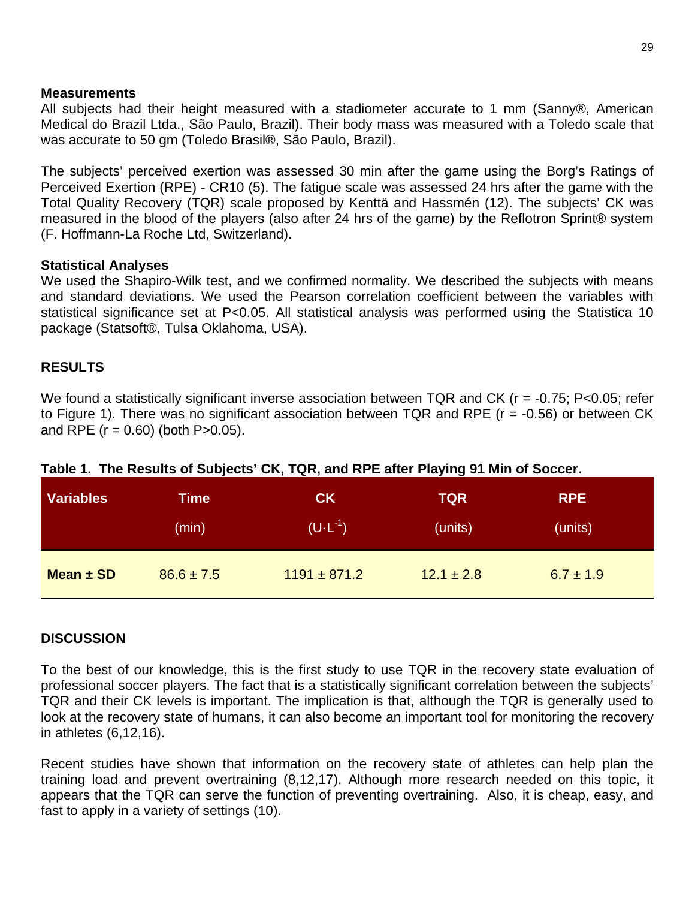### Measurements

All subjects had their height measured with a stadiometer accurate to 1 mm (Sanny®, American Medical do Brazil Ltda., São Paulo, Brazil). Their body mass was measured with a Toledo scale that was accurate to 50 gm (Toledo Brasil®, São Paulo, Brazil).

The subjects' perceived exertion was assessed 30 min after the game using the Borg's Ratings of Perceived Exertion (RPE) - CR10 (5). The fatigue scale was assessed 24 hrs after the game with the Total Quality Recovery (TQR) scale proposed by Kenttä and Hassmén (12). The subjects' CK was measured in the blood of the players (also after 24 hrs of the game) by the Reflotron Sprint® system (F. Hoffmann-La Roche Ltd, Switzerland).

### Statistical Analyses

We used the Shapiro-Wilk test, and we confirmed normality. We described the subjects with means and standard deviations. We used the Pearson correlation coefficient between the variables with statistical significance set at $P<0.05$. All statistical analysis was performed using the Statistica 10 package (Statsoft®, Tulsa Oklahoma, USA).

## RESULTS

We found a statistically significant inverse association between TQR and CK ($r = -0.75$; $P<0.05$; refer to Figure 1). There was no significant association between TQR and RPE ($r = -0.56$) or between CK and RPE ($r = 0.60$) (both $P>0.05$).

**Table 1. The Results of Subjects' CK, TQR, and RPE after Playing 91 Min of Soccer.**

| Variables | Time (min) | CK ($U \cdot L^{-1}$) | TQR (units) | RPE (units) |
|---|---|---|---|---|
| **Mean ± SD** | 86.6 ± 7.5 | 1191 ± 871.2 | 12.1 ± 2.8 | 6.7 ± 1.9 |

## DISCUSSION

To the best of our knowledge, this is the first study to use TQR in the recovery state evaluation of professional soccer players. The fact that is a statistically significant correlation between the subjects' TQR and their CK levels is important. The implication is that, although the TQR is generally used to look at the recovery state of humans, it can also become an important tool for monitoring the recovery in athletes (6,12,16).

Recent studies have shown that information on the recovery state of athletes can help plan the training load and prevent overtraining (8,12,17). Although more research needed on this topic, it appears that the TQR can serve the function of preventing overtraining. Also, it is cheap, easy, and fast to apply in a variety of settings (10).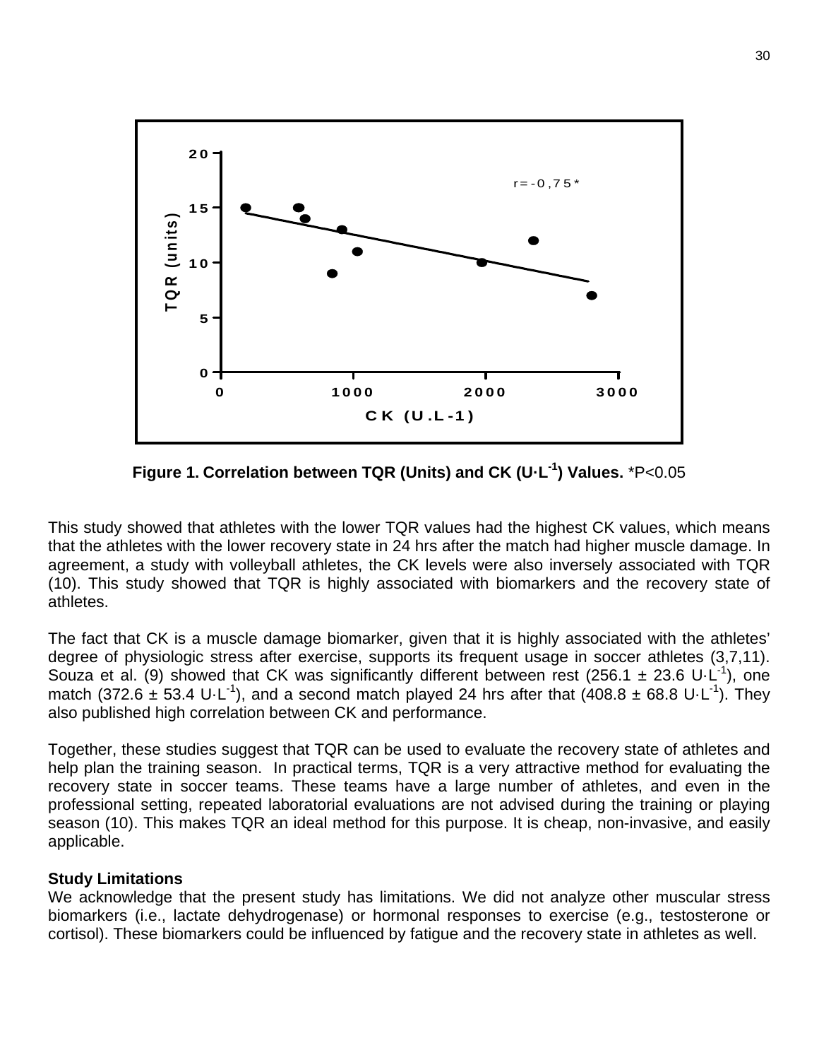**Figure 1. Correlation between TQR (Units) and CK (U·L$^{-1}$) Values.** *P<0.05

This study showed that athletes with the lower TQR values had the highest CK values, which means that the athletes with the lower recovery state in 24 hrs after the match had higher muscle damage. In agreement, a study with volleyball athletes, the CK levels were also inversely associated with TQR (10). This study showed that TQR is highly associated with biomarkers and the recovery state of athletes.

The fact that CK is a muscle damage biomarker, given that it is highly associated with the athletes' degree of physiologic stress after exercise, supports its frequent usage in soccer athletes (3,7,11). Souza et al. (9) showed that CK was significantly different between rest (256.1 ± 23.6 U·L$^{-1}$), one match (372.6 ± 53.4 U·L$^{-1}$), and a second match played 24 hrs after that (408.8 ± 68.8 U·L$^{-1}$). They also published high correlation between CK and performance.

Together, these studies suggest that TQR can be used to evaluate the recovery state of athletes and help plan the training season. In practical terms, TQR is a very attractive method for evaluating the recovery state in soccer teams. These teams have a large number of athletes, and even in the professional setting, repeated laboratorial evaluations are not advised during the training or playing season (10). This makes TQR an ideal method for this purpose. It is cheap, non-invasive, and easily applicable.

**Study Limitations**

We acknowledge that the present study has limitations. We did not analyze other muscular stress biomarkers (i.e., lactate dehydrogenase) or hormonal responses to exercise (e.g., testosterone or cortisol). These biomarkers could be influenced by fatigue and the recovery state in athletes as well.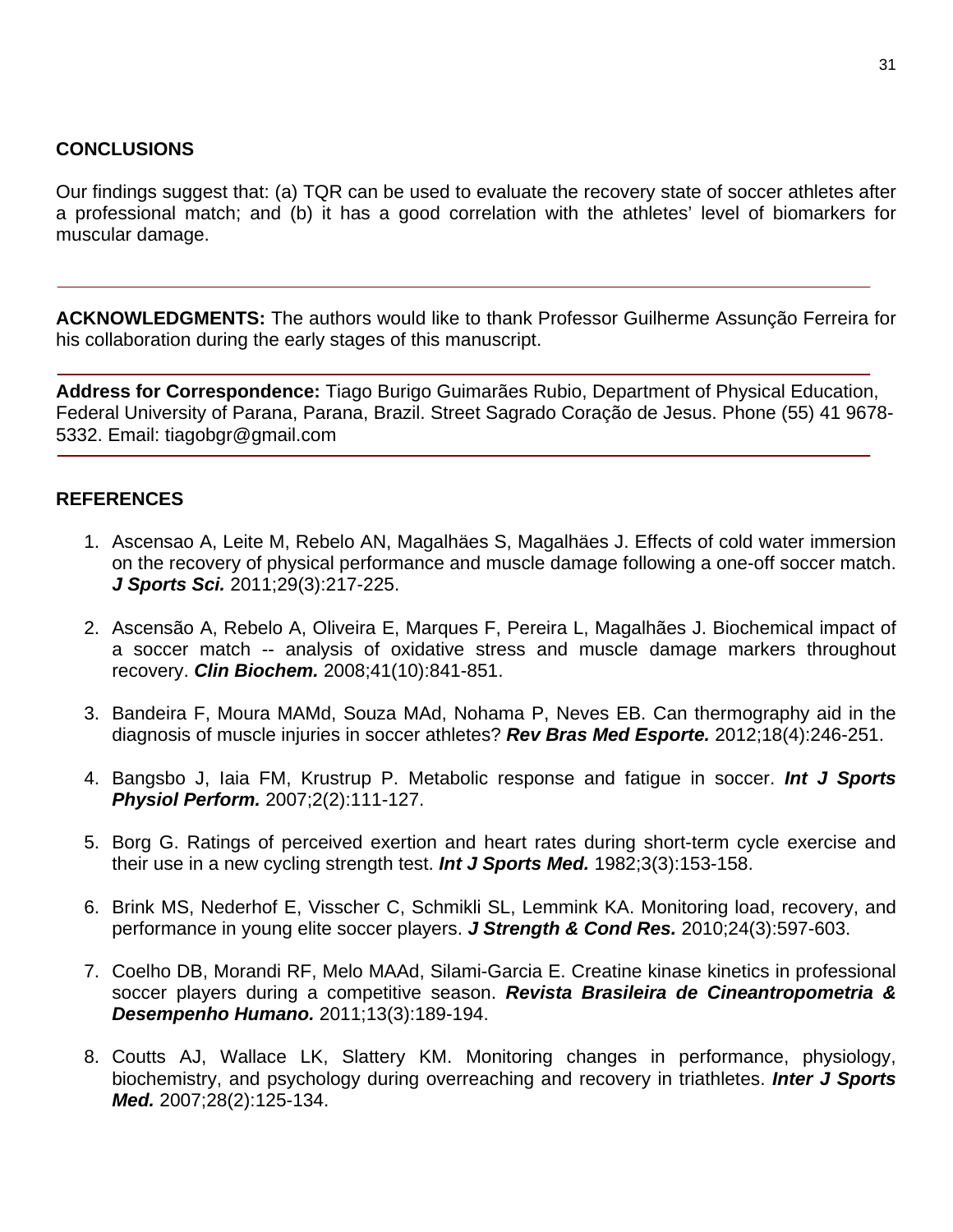## CONCLUSIONS

Our findings suggest that: (a) TQR can be used to evaluate the recovery state of soccer athletes after a professional match; and (b) it has a good correlation with the athletes' level of biomarkers for muscular damage.

---

**ACKNOWLEDGMENTS:** The authors would like to thank Professor Guilherme Assunção Ferreira for his collaboration during the early stages of this manuscript.

---

**Address for Correspondence:** Tiago Burigo Guimarães Rubio, Department of Physical Education, Federal University of Parana, Parana, Brazil. Street Sagrado Coração de Jesus. Phone (55) 41 9678-5332. Email: tiagobgr@gmail.com

---

## REFERENCES

1. Ascensao A, Leite M, Rebelo AN, Magalhäes S, Magalhäes J. Effects of cold water immersion on the recovery of physical performance and muscle damage following a one-off soccer match. ***J Sports Sci.*** 2011;29(3):217-225.

2. Ascensão A, Rebelo A, Oliveira E, Marques F, Pereira L, Magalhães J. Biochemical impact of a soccer match -- analysis of oxidative stress and muscle damage markers throughout recovery. ***Clin Biochem.*** 2008;41(10):841-851.

3. Bandeira F, Moura MAMd, Souza MAd, Nohama P, Neves EB. Can thermography aid in the diagnosis of muscle injuries in soccer athletes? ***Rev Bras Med Esporte.*** 2012;18(4):246-251.

4. Bangsbo J, Iaia FM, Krustrup P. Metabolic response and fatigue in soccer. ***Int J Sports Physiol Perform.*** 2007;2(2):111-127.

5. Borg G. Ratings of perceived exertion and heart rates during short-term cycle exercise and their use in a new cycling strength test. ***Int J Sports Med.*** 1982;3(3):153-158.

6. Brink MS, Nederhof E, Visscher C, Schmikli SL, Lemmink KA. Monitoring load, recovery, and performance in young elite soccer players. ***J Strength & Cond Res.*** 2010;24(3):597-603.

7. Coelho DB, Morandi RF, Melo MAAd, Silami-Garcia E. Creatine kinase kinetics in professional soccer players during a competitive season. ***Revista Brasileira de Cineantropometria & Desempenho Humano.*** 2011;13(3):189-194.

8. Coutts AJ, Wallace LK, Slattery KM. Monitoring changes in performance, physiology, biochemistry, and psychology during overreaching and recovery in triathletes. ***Inter J Sports Med.*** 2007;28(2):125-134.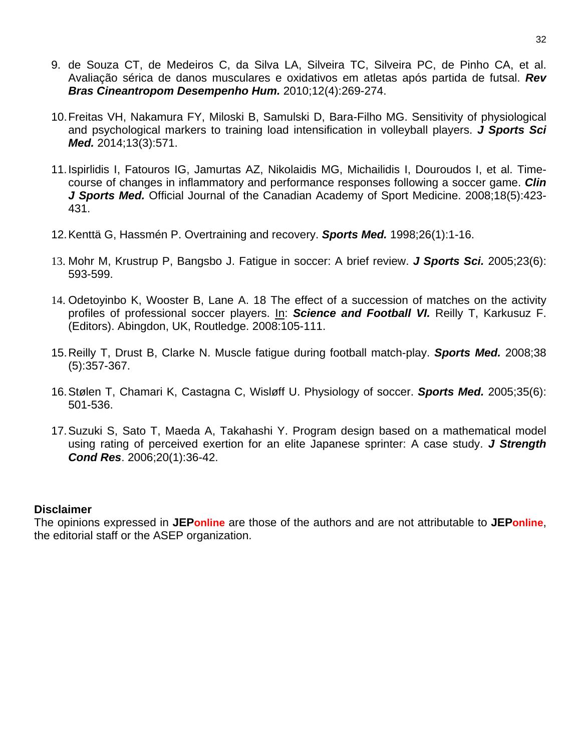9. de Souza CT, de Medeiros C, da Silva LA, Silveira TC, Silveira PC, de Pinho CA, et al. Avaliação sérica de danos musculares e oxidativos em atletas após partida de futsal. ***Rev Bras Cineantropom Desempenho Hum.*** 2010;12(4):269-274.

10. Freitas VH, Nakamura FY, Miloski B, Samulski D, Bara-Filho MG. Sensitivity of physiological and psychological markers to training load intensification in volleyball players. ***J Sports Sci Med.*** 2014;13(3):571.

11. Ispirlidis I, Fatouros IG, Jamurtas AZ, Nikolaidis MG, Michailidis I, Douroudos I, et al. Time-course of changes in inflammatory and performance responses following a soccer game. ***Clin J Sports Med.*** Official Journal of the Canadian Academy of Sport Medicine. 2008;18(5):423-431.

12. Kenttä G, Hassmén P. Overtraining and recovery. ***Sports Med.*** 1998;26(1):1-16.

13. Mohr M, Krustrup P, Bangsbo J. Fatigue in soccer: A brief review. ***J Sports Sci.*** 2005;23(6): 593-599.

14. Odetoyinbo K, Wooster B, Lane A. 18 The effect of a succession of matches on the activity profiles of professional soccer players. In: ***Science and Football VI.*** Reilly T, Karkusuz F. (Editors). Abingdon, UK, Routledge. 2008:105-111.

15. Reilly T, Drust B, Clarke N. Muscle fatigue during football match-play. ***Sports Med.*** 2008;38 (5):357-367.

16. Stølen T, Chamari K, Castagna C, Wisløff U. Physiology of soccer. ***Sports Med.*** 2005;35(6): 501-536.

17. Suzuki S, Sato T, Maeda A, Takahashi Y. Program design based on a mathematical model using rating of perceived exertion for an elite Japanese sprinter: A case study. ***J Strength Cond Res***. 2006;20(1):36-42.

**Disclaimer**

The opinions expressed in **JEPonline** are those of the authors and are not attributable to **JEPonline**, the editorial staff or the ASEP organization.